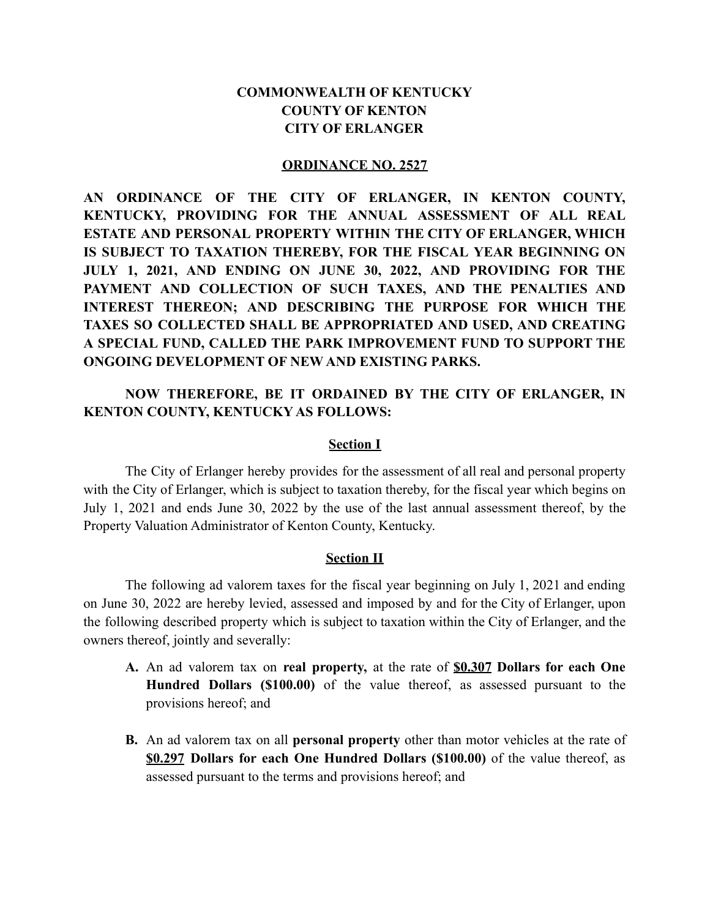**COMMONWEALTH OF KENTUCKY**
**COUNTY OF KENTON**
**CITY OF ERLANGER**

## ORDINANCE NO. 2527

**AN ORDINANCE OF THE CITY OF ERLANGER, IN KENTON COUNTY, KENTUCKY, PROVIDING FOR THE ANNUAL ASSESSMENT OF ALL REAL ESTATE AND PERSONAL PROPERTY WITHIN THE CITY OF ERLANGER, WHICH IS SUBJECT TO TAXATION THEREBY, FOR THE FISCAL YEAR BEGINNING ON JULY 1, 2021, AND ENDING ON JUNE 30, 2022, AND PROVIDING FOR THE PAYMENT AND COLLECTION OF SUCH TAXES, AND THE PENALTIES AND INTEREST THEREON; AND DESCRIBING THE PURPOSE FOR WHICH THE TAXES SO COLLECTED SHALL BE APPROPRIATED AND USED, AND CREATING A SPECIAL FUND, CALLED THE PARK IMPROVEMENT FUND TO SUPPORT THE ONGOING DEVELOPMENT OF NEW AND EXISTING PARKS.**

**NOW THEREFORE, BE IT ORDAINED BY THE CITY OF ERLANGER, IN KENTON COUNTY, KENTUCKY AS FOLLOWS:**

### Section I

The City of Erlanger hereby provides for the assessment of all real and personal property with the City of Erlanger, which is subject to taxation thereby, for the fiscal year which begins on July 1, 2021 and ends June 30, 2022 by the use of the last annual assessment thereof, by the Property Valuation Administrator of Kenton County, Kentucky.

### Section II

The following ad valorem taxes for the fiscal year beginning on July 1, 2021 and ending on June 30, 2022 are hereby levied, assessed and imposed by and for the City of Erlanger, upon the following described property which is subject to taxation within the City of Erlanger, and the owners thereof, jointly and severally:

**A.** An ad valorem tax on **real property,** at the rate of **$0.307 Dollars for each One Hundred Dollars ($100.00)** of the value thereof, as assessed pursuant to the provisions hereof; and

**B.** An ad valorem tax on all **personal property** other than motor vehicles at the rate of **$0.297 Dollars for each One Hundred Dollars ($100.00)** of the value thereof, as assessed pursuant to the terms and provisions hereof; and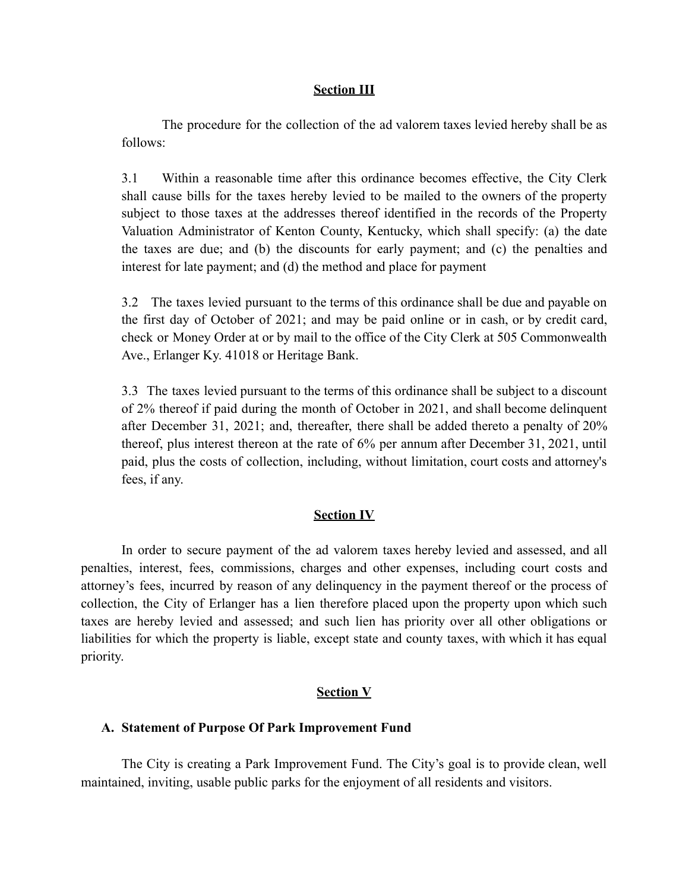**Section III**

The procedure for the collection of the ad valorem taxes levied hereby shall be as follows:

3.1 Within a reasonable time after this ordinance becomes effective, the City Clerk shall cause bills for the taxes hereby levied to be mailed to the owners of the property subject to those taxes at the addresses thereof identified in the records of the Property Valuation Administrator of Kenton County, Kentucky, which shall specify: (a) the date the taxes are due; and (b) the discounts for early payment; and (c) the penalties and interest for late payment; and (d) the method and place for payment

3.2 The taxes levied pursuant to the terms of this ordinance shall be due and payable on the first day of October of 2021; and may be paid online or in cash, or by credit card, check or Money Order at or by mail to the office of the City Clerk at 505 Commonwealth Ave., Erlanger Ky. 41018 or Heritage Bank.

3.3 The taxes levied pursuant to the terms of this ordinance shall be subject to a discount of 2% thereof if paid during the month of October in 2021, and shall become delinquent after December 31, 2021; and, thereafter, there shall be added thereto a penalty of 20% thereof, plus interest thereon at the rate of 6% per annum after December 31, 2021, until paid, plus the costs of collection, including, without limitation, court costs and attorney's fees, if any.

**Section IV**

In order to secure payment of the ad valorem taxes hereby levied and assessed, and all penalties, interest, fees, commissions, charges and other expenses, including court costs and attorney's fees, incurred by reason of any delinquency in the payment thereof or the process of collection, the City of Erlanger has a lien therefore placed upon the property upon which such taxes are hereby levied and assessed; and such lien has priority over all other obligations or liabilities for which the property is liable, except state and county taxes, with which it has equal priority.

**Section V**

**A. Statement of Purpose Of Park Improvement Fund**

The City is creating a Park Improvement Fund. The City's goal is to provide clean, well maintained, inviting, usable public parks for the enjoyment of all residents and visitors.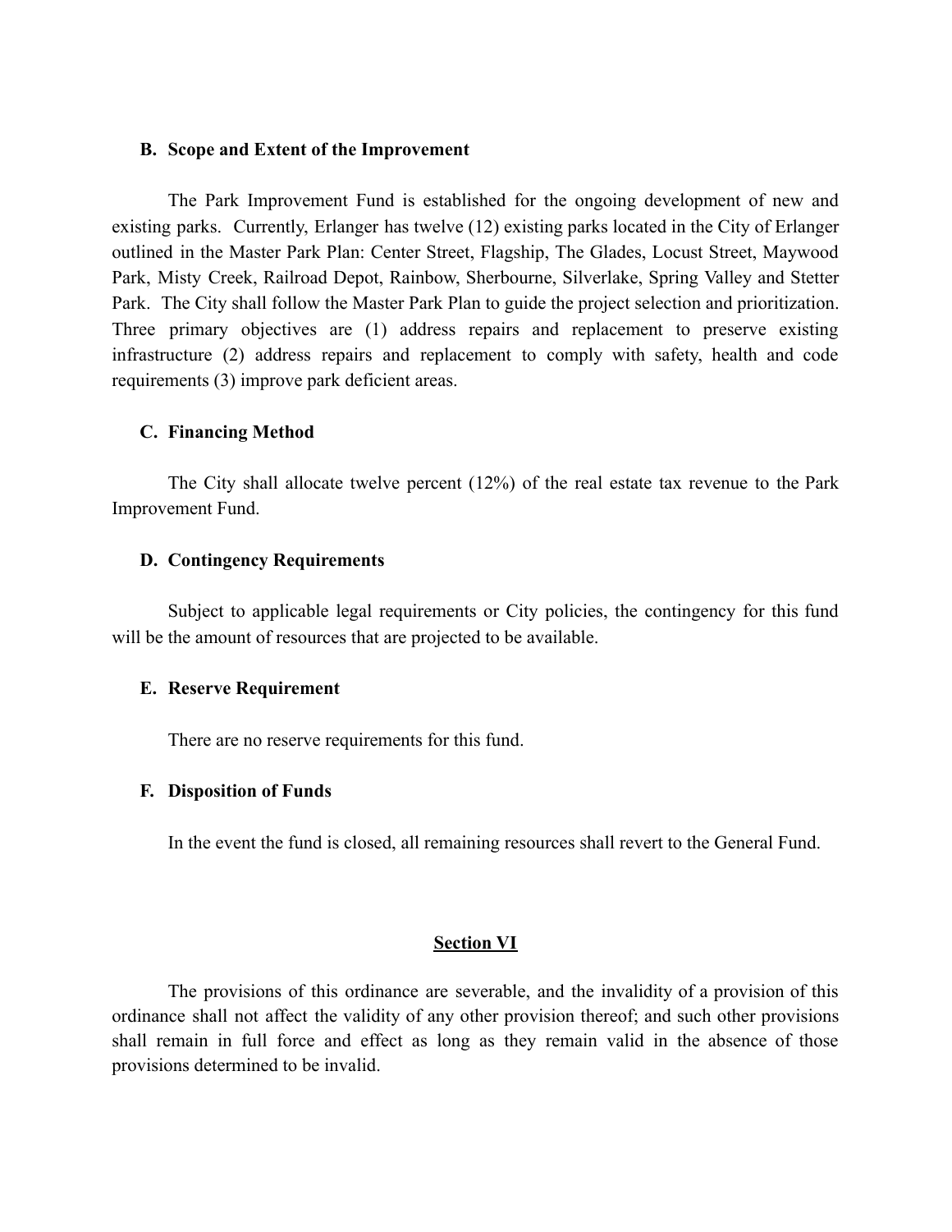**B. Scope and Extent of the Improvement**

The Park Improvement Fund is established for the ongoing development of new and existing parks. Currently, Erlanger has twelve (12) existing parks located in the City of Erlanger outlined in the Master Park Plan: Center Street, Flagship, The Glades, Locust Street, Maywood Park, Misty Creek, Railroad Depot, Rainbow, Sherbourne, Silverlake, Spring Valley and Stetter Park. The City shall follow the Master Park Plan to guide the project selection and prioritization. Three primary objectives are (1) address repairs and replacement to preserve existing infrastructure (2) address repairs and replacement to comply with safety, health and code requirements (3) improve park deficient areas.

**C. Financing Method**

The City shall allocate twelve percent (12%) of the real estate tax revenue to the Park Improvement Fund.

**D. Contingency Requirements**

Subject to applicable legal requirements or City policies, the contingency for this fund will be the amount of resources that are projected to be available.

**E. Reserve Requirement**

There are no reserve requirements for this fund.

**F. Disposition of Funds**

In the event the fund is closed, all remaining resources shall revert to the General Fund.

## Section VI

The provisions of this ordinance are severable, and the invalidity of a provision of this ordinance shall not affect the validity of any other provision thereof; and such other provisions shall remain in full force and effect as long as they remain valid in the absence of those provisions determined to be invalid.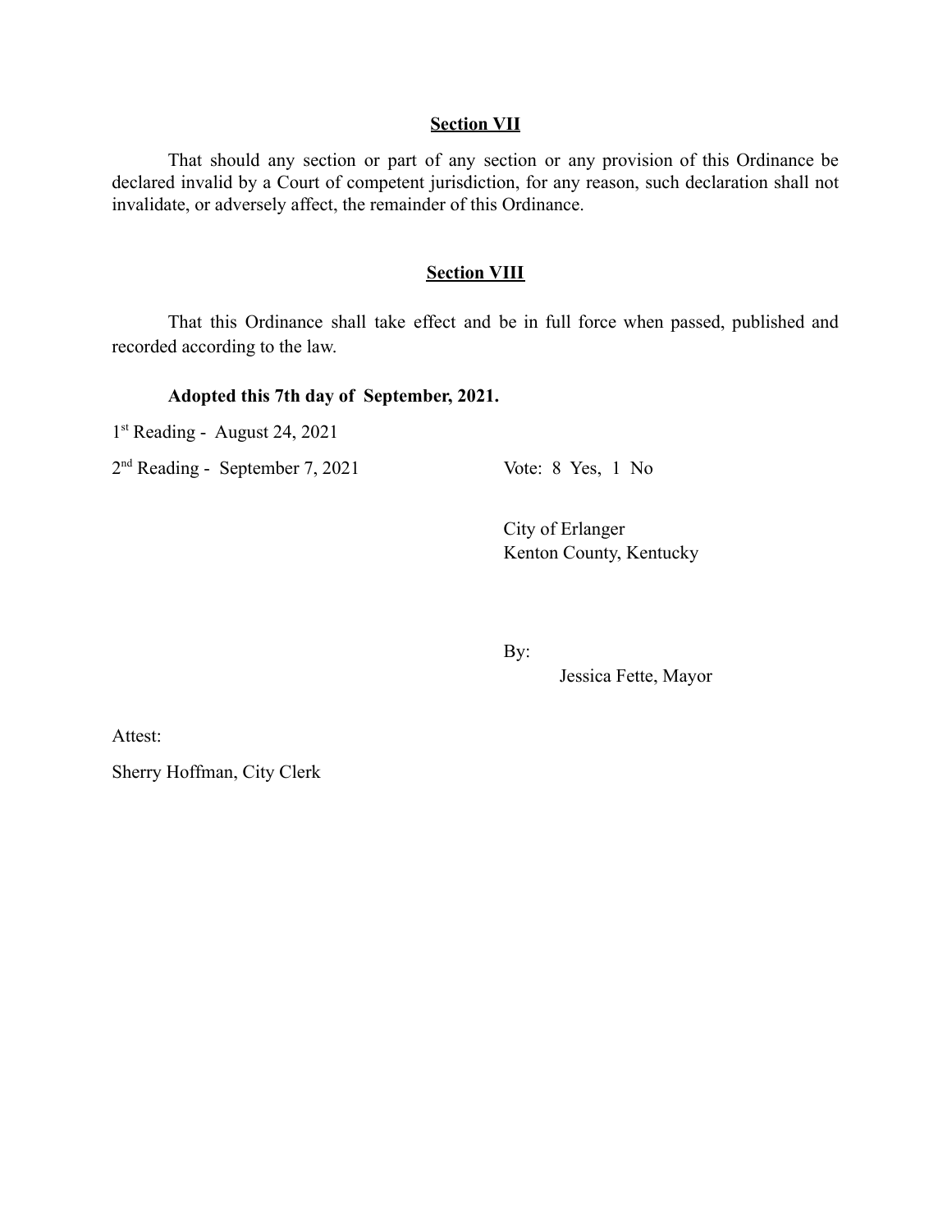**Section VII**

That should any section or part of any section or any provision of this Ordinance be declared invalid by a Court of competent jurisdiction, for any reason, such declaration shall not invalidate, or adversely affect, the remainder of this Ordinance.

**Section VIII**

That this Ordinance shall take effect and be in full force when passed, published and recorded according to the law.

**Adopted this 7th day of September, 2021.**

1st Reading - August 24, 2021

2nd Reading - September 7, 2021 Vote: 8 Yes, 1 No

City of Erlanger
Kenton County, Kentucky

By:
Jessica Fette, Mayor

Attest:

Sherry Hoffman, City Clerk